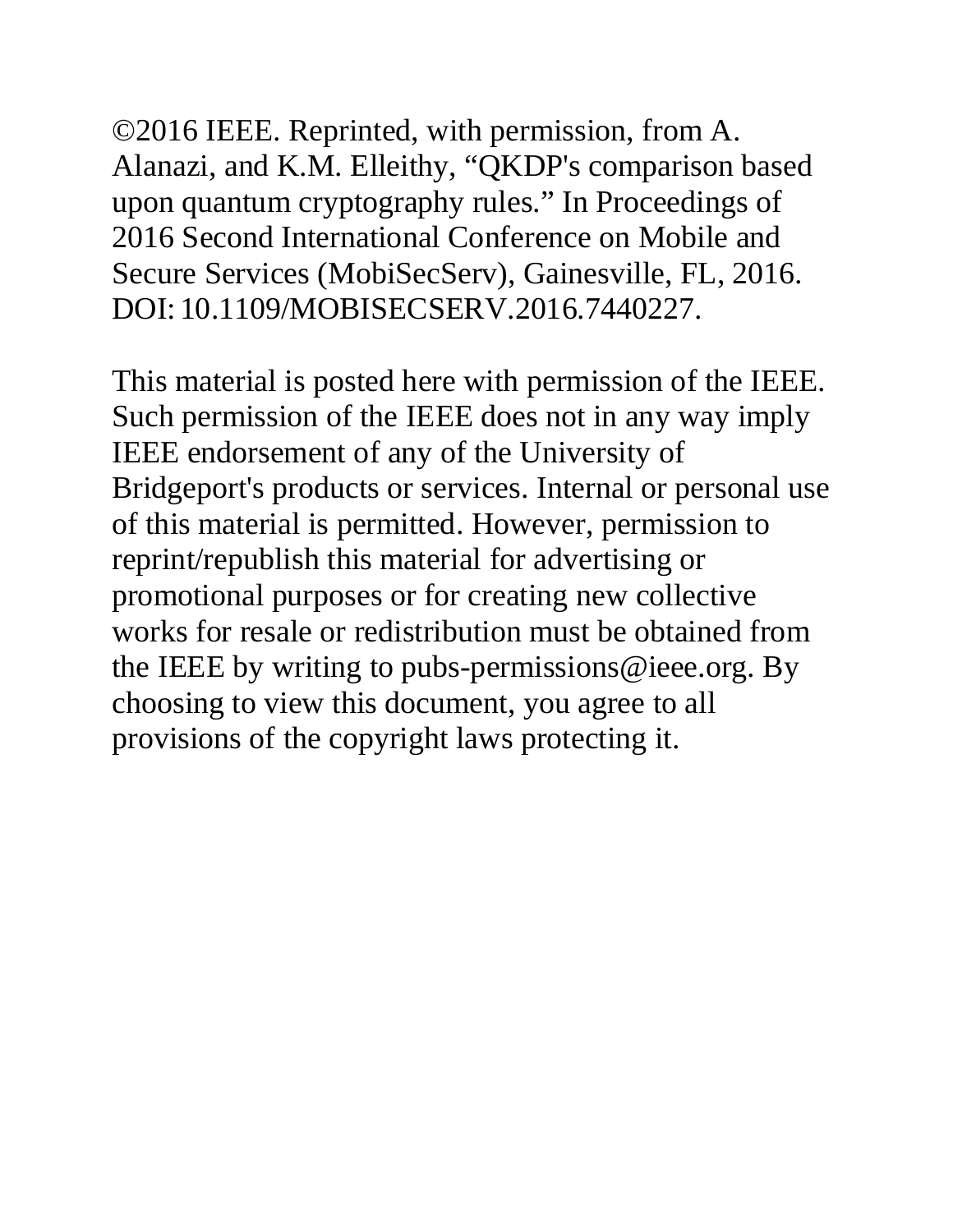©2016 IEEE. Reprinted, with permission, from A. Alanazi, and K.M. Elleithy, "QKDP's comparison based upon quantum cryptography rules." In Proceedings of 2016 Second International Conference on Mobile and Secure Services (MobiSecServ), Gainesville, FL, 2016. DOI: 10.1109/MOBISECSERV.2016.7440227.

This material is posted here with permission of the IEEE. Such permission of the IEEE does not in any way imply IEEE endorsement of any of the University of Bridgeport's products or services. Internal or personal use of this material is permitted. However, permission to reprint/republish this material for advertising or promotional purposes or for creating new collective works for resale or redistribution must be obtained from the IEEE by writing to pubs-permissions@ieee.org. By choosing to view this document, you agree to all provisions of the copyright laws protecting it.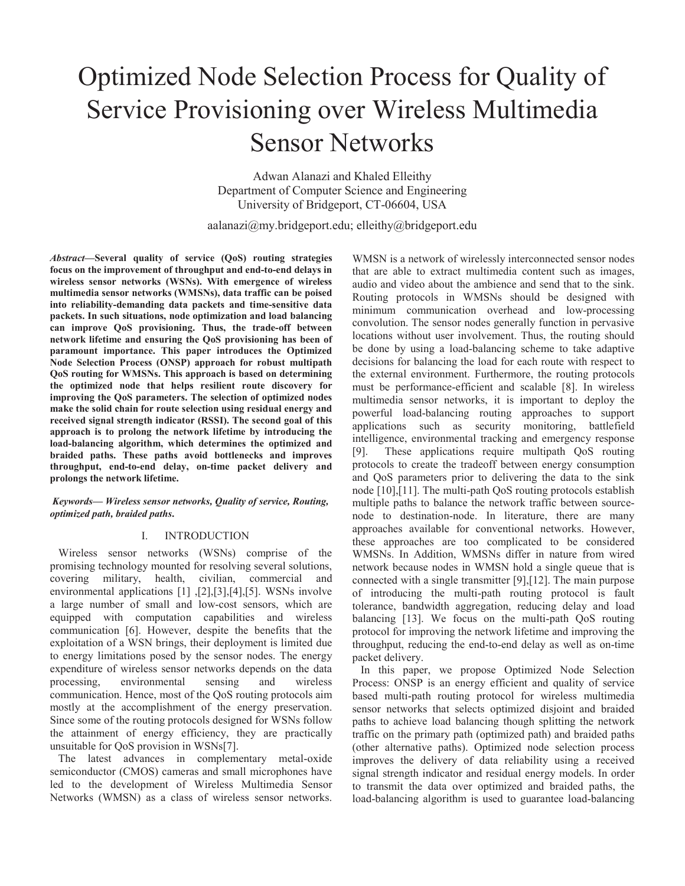# Optimized Node Selection Process for Quality of Service Provisioning over Wireless Multimedia Sensor Networks

Adwan Alanazi and Khaled Elleithy
Department of Computer Science and Engineering
University of Bridgeport, CT-06604, USA

aalanazi@my.bridgeport.edu; elleithy@bridgeport.edu

***Abstract*—Several quality of service (QoS) routing strategies focus on the improvement of throughput and end-to-end delays in wireless sensor networks (WSNs). With emergence of wireless multimedia sensor networks (WMSNs), data traffic can be poised into reliability-demanding data packets and time-sensitive data packets. In such situations, node optimization and load balancing can improve QoS provisioning. Thus, the trade-off between network lifetime and ensuring the QoS provisioning has been of paramount importance. This paper introduces the Optimized Node Selection Process (ONSP) approach for robust multipath QoS routing for WMSNs. This approach is based on determining the optimized node that helps resilient route discovery for improving the QoS parameters. The selection of optimized nodes make the solid chain for route selection using residual energy and received signal strength indicator (RSSI). The second goal of this approach is to prolong the network lifetime by introducing the load-balancing algorithm, which determines the optimized and braided paths. These paths avoid bottlenecks and improves throughput, end-to-end delay, on-time packet delivery and prolongs the network lifetime.**

***Keywords— Wireless sensor networks, Quality of service, Routing, optimized path, braided paths.***

## I. INTRODUCTION

Wireless sensor networks (WSNs) comprise of the promising technology mounted for resolving several solutions, covering military, health, civilian, commercial and environmental applications [1] ,[2],[3],[4],[5]. WSNs involve a large number of small and low-cost sensors, which are equipped with computation capabilities and wireless communication [6]. However, despite the benefits that the exploitation of a WSN brings, their deployment is limited due to energy limitations posed by the sensor nodes. The energy expenditure of wireless sensor networks depends on the data processing, environmental sensing and wireless communication. Hence, most of the QoS routing protocols aim mostly at the accomplishment of the energy preservation. Since some of the routing protocols designed for WSNs follow the attainment of energy efficiency, they are practically unsuitable for QoS provision in WSNs[7].

The latest advances in complementary metal-oxide semiconductor (CMOS) cameras and small microphones have led to the development of Wireless Multimedia Sensor Networks (WMSN) as a class of wireless sensor networks. WMSN is a network of wirelessly interconnected sensor nodes that are able to extract multimedia content such as images, audio and video about the ambience and send that to the sink. Routing protocols in WMSNs should be designed with minimum communication overhead and low-processing convolution. The sensor nodes generally function in pervasive locations without user involvement. Thus, the routing should be done by using a load-balancing scheme to take adaptive decisions for balancing the load for each route with respect to the external environment. Furthermore, the routing protocols must be performance-efficient and scalable [8]. In wireless multimedia sensor networks, it is important to deploy the powerful load-balancing routing approaches to support applications such as security monitoring, battlefield intelligence, environmental tracking and emergency response [9]. These applications require multipath QoS routing protocols to create the tradeoff between energy consumption and QoS parameters prior to delivering the data to the sink node [10],[11]. The multi-path QoS routing protocols establish multiple paths to balance the network traffic between source-node to destination-node. In literature, there are many approaches available for conventional networks. However, these approaches are too complicated to be considered WMSNs. In Addition, WMSNs differ in nature from wired network because nodes in WMSN hold a single queue that is connected with a single transmitter [9],[12]. The main purpose of introducing the multi-path routing protocol is fault tolerance, bandwidth aggregation, reducing delay and load balancing [13]. We focus on the multi-path QoS routing protocol for improving the network lifetime and improving the throughput, reducing the end-to-end delay as well as on-time packet delivery.

In this paper, we propose Optimized Node Selection Process: ONSP is an energy efficient and quality of service based multi-path routing protocol for wireless multimedia sensor networks that selects optimized disjoint and braided paths to achieve load balancing though splitting the network traffic on the primary path (optimized path) and braided paths (other alternative paths). Optimized node selection process improves the delivery of data reliability using a received signal strength indicator and residual energy models. In order to transmit the data over optimized and braided paths, the load-balancing algorithm is used to guarantee load-balancing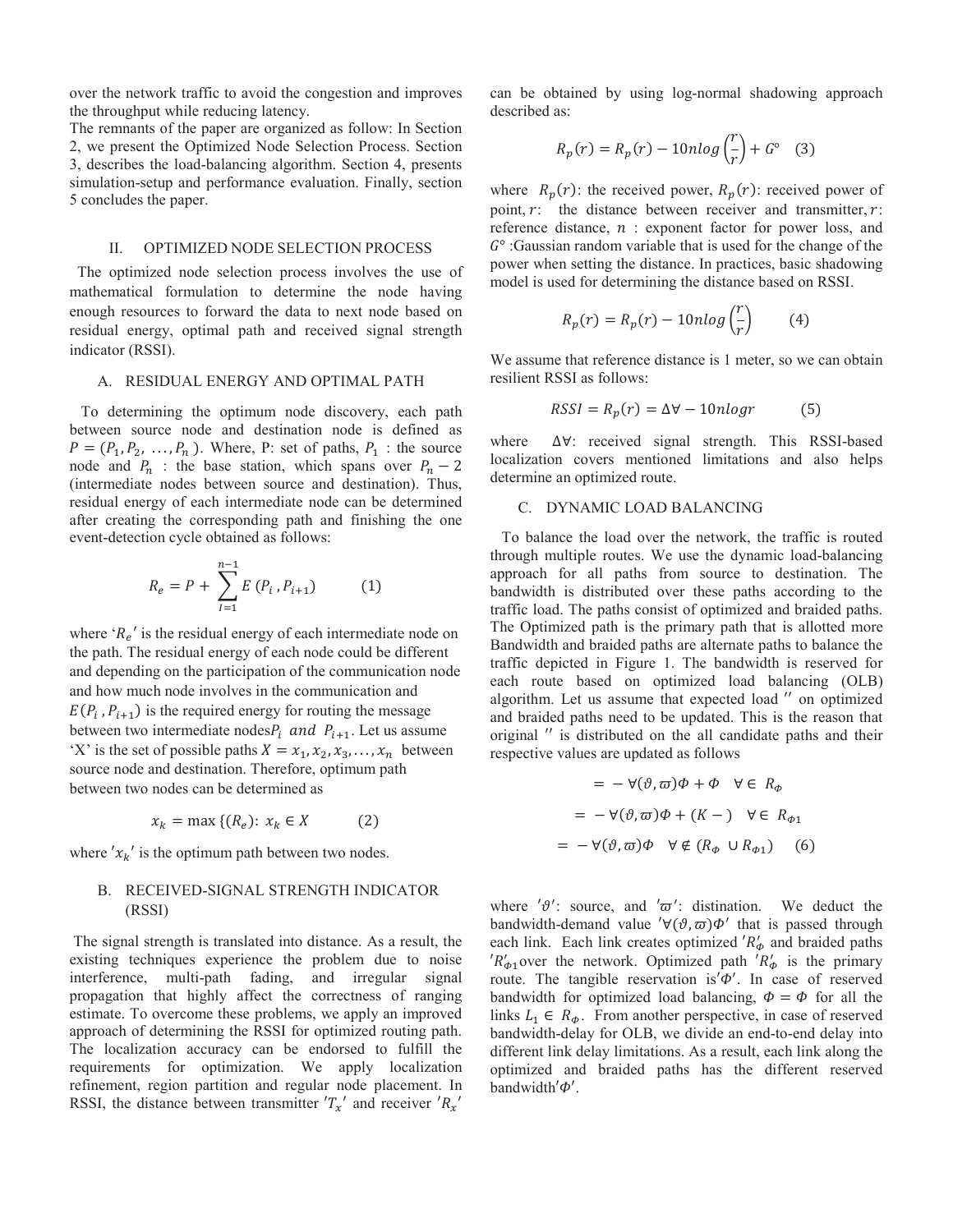over the network traffic to avoid the congestion and improves the throughput while reducing latency.

The remnants of the paper are organized as follow: In Section 2, we present the Optimized Node Selection Process. Section 3, describes the load-balancing algorithm. Section 4, presents simulation-setup and performance evaluation. Finally, section 5 concludes the paper.

## II. OPTIMIZED NODE SELECTION PROCESS

The optimized node selection process involves the use of mathematical formulation to determine the node having enough resources to forward the data to next node based on residual energy, optimal path and received signal strength indicator (RSSI).

### A. RESIDUAL ENERGY AND OPTIMAL PATH

To determining the optimum node discovery, each path between source node and destination node is defined as $P = (P_1, P_2, \ldots, P_n)$. Where, P: set of paths, $P_1$ : the source node and $P_n$ : the base station, which spans over $P_n - 2$ (intermediate nodes between source and destination). Thus, residual energy of each intermediate node can be determined after creating the corresponding path and finishing the one event-detection cycle obtained as follows:

$$R_e = P + \sum_{I=1}^{n-1} E\,(P_i\,, P_{i+1}) \qquad (1)$$

where '$R_e$' is the residual energy of each intermediate node on the path. The residual energy of each node could be different and depending on the participation of the communication node and how much node involves in the communication and $E(P_i\,, P_{i+1})$ is the required energy for routing the message between two intermediate nodes $P_i$ *and* $P_{i+1}$. Let us assume 'X' is the set of possible paths $X = x_1, x_2, x_3, \ldots, x_n$ between source node and destination. Therefore, optimum path between two nodes can be determined as

$$x_k = \max\{(R_e)\colon\ x_k \in X \qquad (2)$$

where '$x_k$' is the optimum path between two nodes.

### B. RECEIVED-SIGNAL STRENGTH INDICATOR (RSSI)

The signal strength is translated into distance. As a result, the existing techniques experience the problem due to noise interference, multi-path fading, and irregular signal propagation that highly affect the correctness of ranging estimate. To overcome these problems, we apply an improved approach of determining the RSSI for optimized routing path. The localization accuracy can be endorsed to fulfill the requirements for optimization. We apply localization refinement, region partition and regular node placement. In RSSI, the distance between transmitter '$T_x$' and receiver '$R_x$' can be obtained by using log-normal shadowing approach described as:

$$R_p(r) = R_p(r) - 10n log\left(\frac{r}{r}\right) + G^{\circ} \quad (3)$$

where $R_p(r)$: the received power, $R_p(r)$: received power of point, $r$: the distance between receiver and transmitter, $r$: reference distance, $n$ : exponent factor for power loss, and $G^{\circ}$ :Gaussian random variable that is used for the change of the power when setting the distance. In practices, basic shadowing model is used for determining the distance based on RSSI.

$$R_p(r) = R_p(r) - 10n log\left(\frac{r}{r}\right) \qquad (4)$$

We assume that reference distance is 1 meter, so we can obtain resilient RSSI as follows:

$$RSSI = R_p(r) = \Delta\forall - 10n log r \qquad (5)$$

where $\Delta\forall$: received signal strength. This RSSI-based localization covers mentioned limitations and also helps determine an optimized route.

### C. DYNAMIC LOAD BALANCING

To balance the load over the network, the traffic is routed through multiple routes. We use the dynamic load-balancing approach for all paths from source to destination. The bandwidth is distributed over these paths according to the traffic load. The paths consist of optimized and braided paths. The Optimized path is the primary path that is allotted more Bandwidth and braided paths are alternate paths to balance the traffic depicted in Figure 1. The bandwidth is reserved for each route based on optimized load balancing (OLB) algorithm. Let us assume that expected load '' on optimized and braided paths need to be updated. This is the reason that original '' is distributed on the all candidate paths and their respective values are updated as follows

$$
\begin{aligned}
&= -\forall(\vartheta, \varpi)\Phi + \Phi \quad \forall \in\ R_{\Phi} \\
&= -\forall(\vartheta, \varpi)\Phi + (K - ) \quad \forall \in\ R_{\Phi 1} \\
&= -\forall(\vartheta, \varpi)\Phi \quad \forall \notin (R_{\Phi}\ \cup R_{\Phi 1}) \quad (6)
\end{aligned}
$$

where '$\vartheta$': source, and '$\varpi$': distination. We deduct the bandwidth-demand value '$\forall(\vartheta, \varpi)\Phi$' that is passed through each link. Each link creates optimized '$R'_{\Phi}$ and braided paths '$R'_{\Phi 1}$ over the network. Optimized path '$R'_{\Phi}$ is the primary route. The tangible reservation is '$\Phi$'. In case of reserved bandwidth for optimized load balancing, $\Phi = \Phi$ for all the links $L_1 \in\ R_{\Phi}$. From another perspective, in case of reserved bandwidth-delay for OLB, we divide an end-to-end delay into different link delay limitations. As a result, each link along the optimized and braided paths has the different reserved bandwidth '$\Phi$'.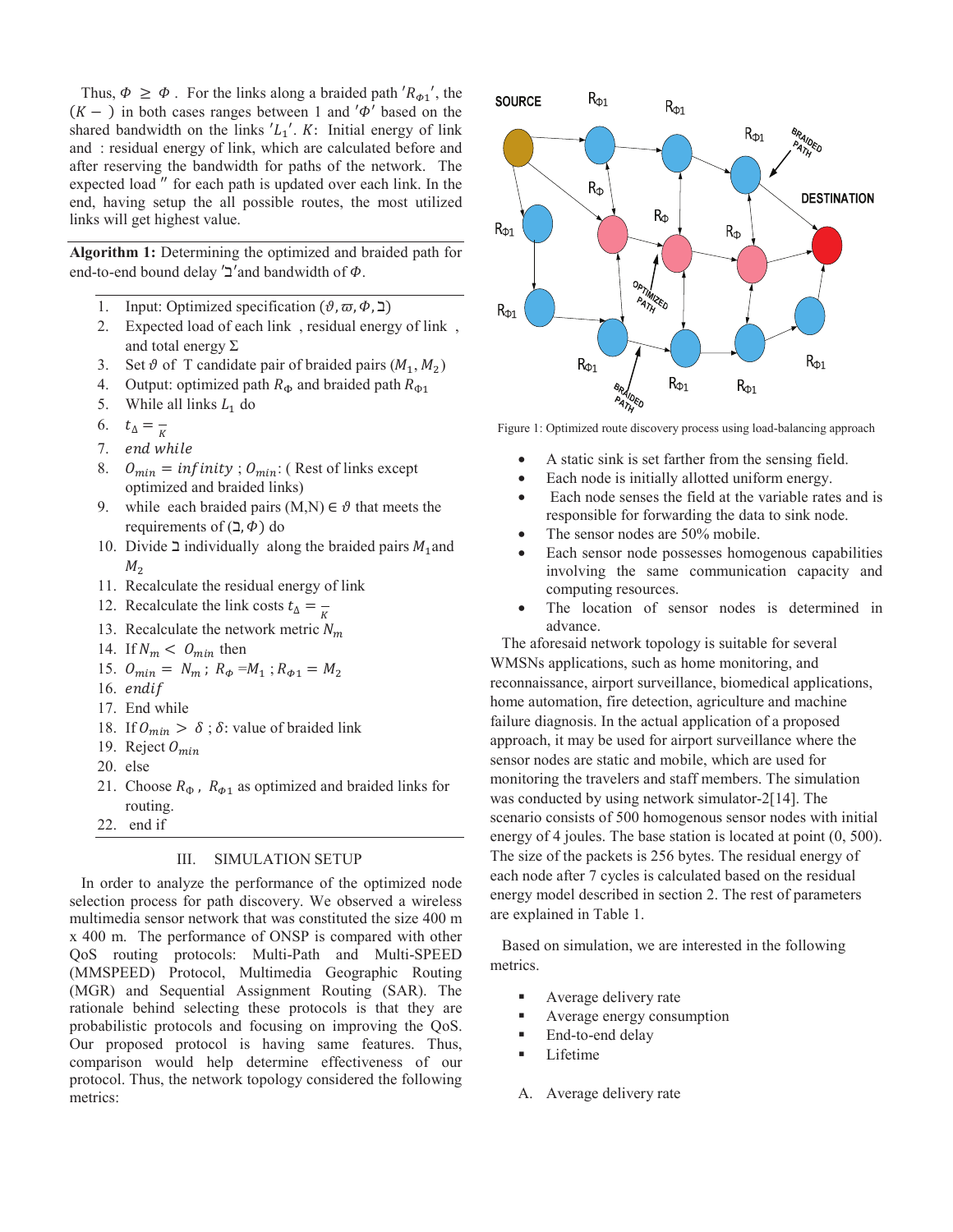Thus, $\Phi \geq \Phi$ . For the links along a braided path $'R_{\Phi 1}'$, the $(K - )$ in both cases ranges between 1 and $'\Phi'$ based on the shared bandwidth on the links $'L_1'$. $K$: Initial energy of link and : residual energy of link, which are calculated before and after reserving the bandwidth for paths of the network. The expected load $''$ for each path is updated over each link. In the end, having setup the all possible routes, the most utilized links will get highest value.

**Algorithm 1:** Determining the optimized and braided path for end-to-end bound delay $'\beth'$and bandwidth of $\Phi$.

1. Input: Optimized specification $(\vartheta, \varpi, \Phi, \beth)$
2. Expected load of each link , residual energy of link , and total energy $\Sigma$
3. Set $\vartheta$ of T candidate pair of braided pairs $(M_1, M_2)$
4. Output: optimized path $R_\Phi$ and braided path $R_{\Phi 1}$
5. While all links $L_1$ do
6. $t_\Delta = \frac{}{K}$
7. *end while*
8. $O_{min} = infinity$ ; $O_{min}$: ( Rest of links except optimized and braided links)
9. while each braided pairs (M,N) $\in \vartheta$ that meets the requirements of $(\beth, \Phi)$ do
10. Divide $\beth$ individually along the braided pairs $M_1$and $M_2$
11. Recalculate the residual energy of link
12. Recalculate the link costs $t_\Delta = \frac{}{K}$
13. Recalculate the network metric $N_m$
14. If $N_m < O_{min}$ then
15. $O_{min} = N_m$ ; $R_\Phi = M_1$ ; $R_{\Phi 1} = M_2$
16. *endif*
17. End while
18. If $O_{min} > \delta$ ; $\delta$: value of braided link
19. Reject $O_{min}$
20. else
21. Choose $R_\Phi$ , $R_{\Phi 1}$ as optimized and braided links for routing.
22. end if

## III. SIMULATION SETUP

In order to analyze the performance of the optimized node selection process for path discovery. We observed a wireless multimedia sensor network that was constituted the size 400 m x 400 m. The performance of ONSP is compared with other QoS routing protocols: Multi-Path and Multi-SPEED (MMSPEED) Protocol, Multimedia Geographic Routing (MGR) and Sequential Assignment Routing (SAR). The rationale behind selecting these protocols is that they are probabilistic protocols and focusing on improving the QoS. Our proposed protocol is having same features. Thus, comparison would help determine effectiveness of our protocol. Thus, the network topology considered the following metrics:

Figure 1: Optimized route discovery process using load-balancing approach

- A static sink is set farther from the sensing field.
- Each node is initially allotted uniform energy.
- Each node senses the field at the variable rates and is responsible for forwarding the data to sink node.
- The sensor nodes are 50% mobile.
- Each sensor node possesses homogenous capabilities involving the same communication capacity and computing resources.
- The location of sensor nodes is determined in advance.

The aforesaid network topology is suitable for several WMSNs applications, such as home monitoring, and reconnaissance, airport surveillance, biomedical applications, home automation, fire detection, agriculture and machine failure diagnosis. In the actual application of a proposed approach, it may be used for airport surveillance where the sensor nodes are static and mobile, which are used for monitoring the travelers and staff members. The simulation was conducted by using network simulator-2[14]. The scenario consists of 500 homogenous sensor nodes with initial energy of 4 joules. The base station is located at point (0, 500). The size of the packets is 256 bytes. The residual energy of each node after 7 cycles is calculated based on the residual energy model described in section 2. The rest of parameters are explained in Table 1.

Based on simulation, we are interested in the following metrics.

- Average delivery rate
- Average energy consumption
- End-to-end delay
- Lifetime

### A. Average delivery rate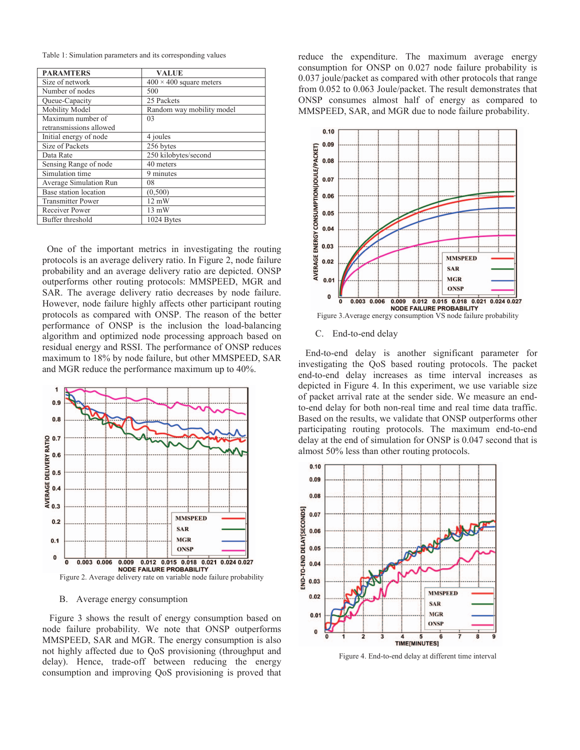Table 1: Simulation parameters and its corresponding values

| PARAMTERS | VALUE |
|---|---|
| Size of network | 400 × 400 square meters |
| Number of nodes | 500 |
| Queue-Capacity | 25 Packets |
| Mobility Model | Random way mobility model |
| Maximum number of retransmissions allowed | 03 |
| Initial energy of node | 4 joules |
| Size of Packets | 256 bytes |
| Data Rate | 250 kilobytes/second |
| Sensing Range of node | 40 meters |
| Simulation time | 9 minutes |
| Average Simulation Run | 08 |
| Base station location | (0,500) |
| Transmitter Power | 12 mW |
| Receiver Power | 13 mW |
| Buffer threshold | 1024 Bytes |

One of the important metrics in investigating the routing protocols is an average delivery ratio. In Figure 2, node failure probability and an average delivery ratio are depicted. ONSP outperforms other routing protocols: MMSPEED, MGR and SAR. The average delivery ratio decreases by node failure. However, node failure highly affects other participant routing protocols as compared with ONSP. The reason of the better performance of ONSP is the inclusion the load-balancing algorithm and optimized node processing approach based on residual energy and RSSI. The performance of ONSP reduces maximum to 18% by node failure, but other MMSPEED, SAR and MGR reduce the performance maximum up to 40%.

Figure 2. Average delivery rate on variable node failure probability

### B. Average energy consumption

Figure 3 shows the result of energy consumption based on node failure probability. We note that ONSP outperforms MMSPEED, SAR and MGR. The energy consumption is also not highly affected due to QoS provisioning (throughput and delay). Hence, trade-off between reducing the energy consumption and improving QoS provisioning is proved that reduce the expenditure. The maximum average energy consumption for ONSP on 0.027 node failure probability is 0.037 joule/packet as compared with other protocols that range from 0.052 to 0.063 Joule/packet. The result demonstrates that ONSP consumes almost half of energy as compared to MMSPEED, SAR, and MGR due to node failure probability.

Figure 3.Average energy consumption VS node failure probability

### C. End-to-end delay

End-to-end delay is another significant parameter for investigating the QoS based routing protocols. The packet end-to-end delay increases as time interval increases as depicted in Figure 4. In this experiment, we use variable size of packet arrival rate at the sender side. We measure an end-to-end delay for both non-real time and real time data traffic. Based on the results, we validate that ONSP outperforms other participating routing protocols. The maximum end-to-end delay at the end of simulation for ONSP is 0.047 second that is almost 50% less than other routing protocols.

Figure 4. End-to-end delay at different time interval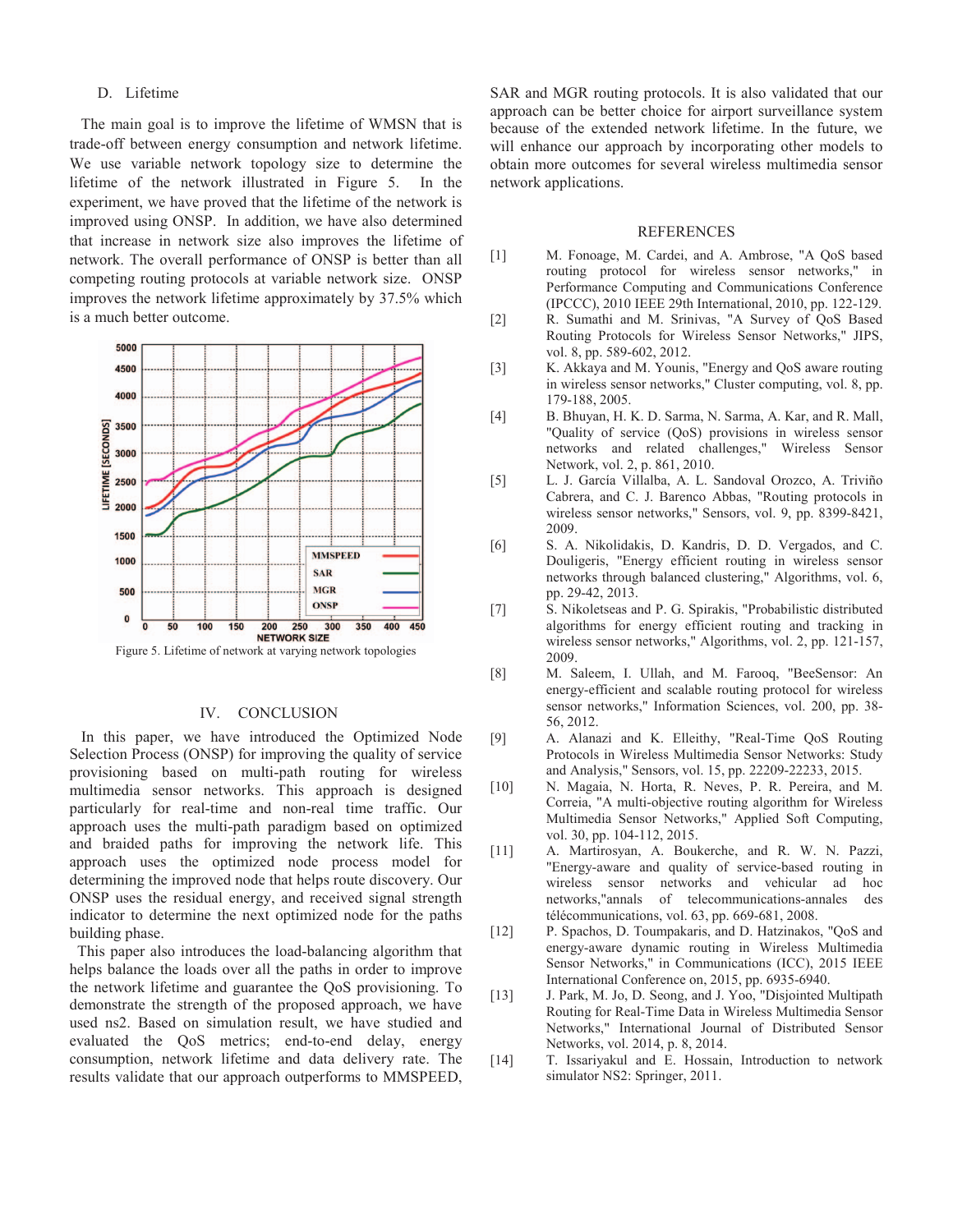### D. Lifetime

The main goal is to improve the lifetime of WMSN that is trade-off between energy consumption and network lifetime. We use variable network topology size to determine the lifetime of the network illustrated in Figure 5. In the experiment, we have proved that the lifetime of the network is improved using ONSP. In addition, we have also determined that increase in network size also improves the lifetime of network. The overall performance of ONSP is better than all competing routing protocols at variable network size. ONSP improves the network lifetime approximately by 37.5% which is a much better outcome.

LIFETIME [SECONDS]
5000
4500
4000
3500
3000
2500
2000
1500
1000
500
0
0 50 100 150 200 250 300 350 400 450
NETWORK SIZE
MMSPEED
SAR
MGR
ONSP

Figure 5. Lifetime of network at varying network topologies

## IV. CONCLUSION

In this paper, we have introduced the Optimized Node Selection Process (ONSP) for improving the quality of service provisioning based on multi-path routing for wireless multimedia sensor networks. This approach is designed particularly for real-time and non-real time traffic. Our approach uses the multi-path paradigm based on optimized and braided paths for improving the network life. This approach uses the optimized node process model for determining the improved node that helps route discovery. Our ONSP uses the residual energy, and received signal strength indicator to determine the next optimized node for the paths building phase.

This paper also introduces the load-balancing algorithm that helps balance the loads over all the paths in order to improve the network lifetime and guarantee the QoS provisioning. To demonstrate the strength of the proposed approach, we have used ns2. Based on simulation result, we have studied and evaluated the QoS metrics; end-to-end delay, energy consumption, network lifetime and data delivery rate. The results validate that our approach outperforms to MMSPEED, SAR and MGR routing protocols. It is also validated that our approach can be better choice for airport surveillance system because of the extended network lifetime. In the future, we will enhance our approach by incorporating other models to obtain more outcomes for several wireless multimedia sensor network applications.

## REFERENCES

[1] M. Fonoage, M. Cardei, and A. Ambrose, "A QoS based routing protocol for wireless sensor networks," in Performance Computing and Communications Conference (IPCCC), 2010 IEEE 29th International, 2010, pp. 122-129.

[2] R. Sumathi and M. Srinivas, "A Survey of QoS Based Routing Protocols for Wireless Sensor Networks," JIPS, vol. 8, pp. 589-602, 2012.

[3] K. Akkaya and M. Younis, "Energy and QoS aware routing in wireless sensor networks," Cluster computing, vol. 8, pp. 179-188, 2005.

[4] B. Bhuyan, H. K. D. Sarma, N. Sarma, A. Kar, and R. Mall, "Quality of service (QoS) provisions in wireless sensor networks and related challenges," Wireless Sensor Network, vol. 2, p. 861, 2010.

[5] L. J. García Villalba, A. L. Sandoval Orozco, A. Triviño Cabrera, and C. J. Barenco Abbas, "Routing protocols in wireless sensor networks," Sensors, vol. 9, pp. 8399-8421, 2009.

[6] S. A. Nikolidakis, D. Kandris, D. D. Vergados, and C. Douligeris, "Energy efficient routing in wireless sensor networks through balanced clustering," Algorithms, vol. 6, pp. 29-42, 2013.

[7] S. Nikoletseas and P. G. Spirakis, "Probabilistic distributed algorithms for energy efficient routing and tracking in wireless sensor networks," Algorithms, vol. 2, pp. 121-157, 2009.

[8] M. Saleem, I. Ullah, and M. Farooq, "BeeSensor: An energy-efficient and scalable routing protocol for wireless sensor networks," Information Sciences, vol. 200, pp. 38-56, 2012.

[9] A. Alanazi and K. Elleithy, "Real-Time QoS Routing Protocols in Wireless Multimedia Sensor Networks: Study and Analysis," Sensors, vol. 15, pp. 22209-22233, 2015.

[10] N. Magaia, N. Horta, R. Neves, P. R. Pereira, and M. Correia, "A multi-objective routing algorithm for Wireless Multimedia Sensor Networks," Applied Soft Computing, vol. 30, pp. 104-112, 2015.

[11] A. Martirosyan, A. Boukerche, and R. W. N. Pazzi, "Energy-aware and quality of service-based routing in wireless sensor networks and vehicular ad hoc networks,"annals of telecommunications-annales des télécommunications, vol. 63, pp. 669-681, 2008.

[12] P. Spachos, D. Toumpakaris, and D. Hatzinakos, "QoS and energy-aware dynamic routing in Wireless Multimedia Sensor Networks," in Communications (ICC), 2015 IEEE International Conference on, 2015, pp. 6935-6940.

[13] J. Park, M. Jo, D. Seong, and J. Yoo, "Disjointed Multipath Routing for Real-Time Data in Wireless Multimedia Sensor Networks," International Journal of Distributed Sensor Networks, vol. 2014, p. 8, 2014.

[14] T. Issariyakul and E. Hossain, Introduction to network simulator NS2: Springer, 2011.